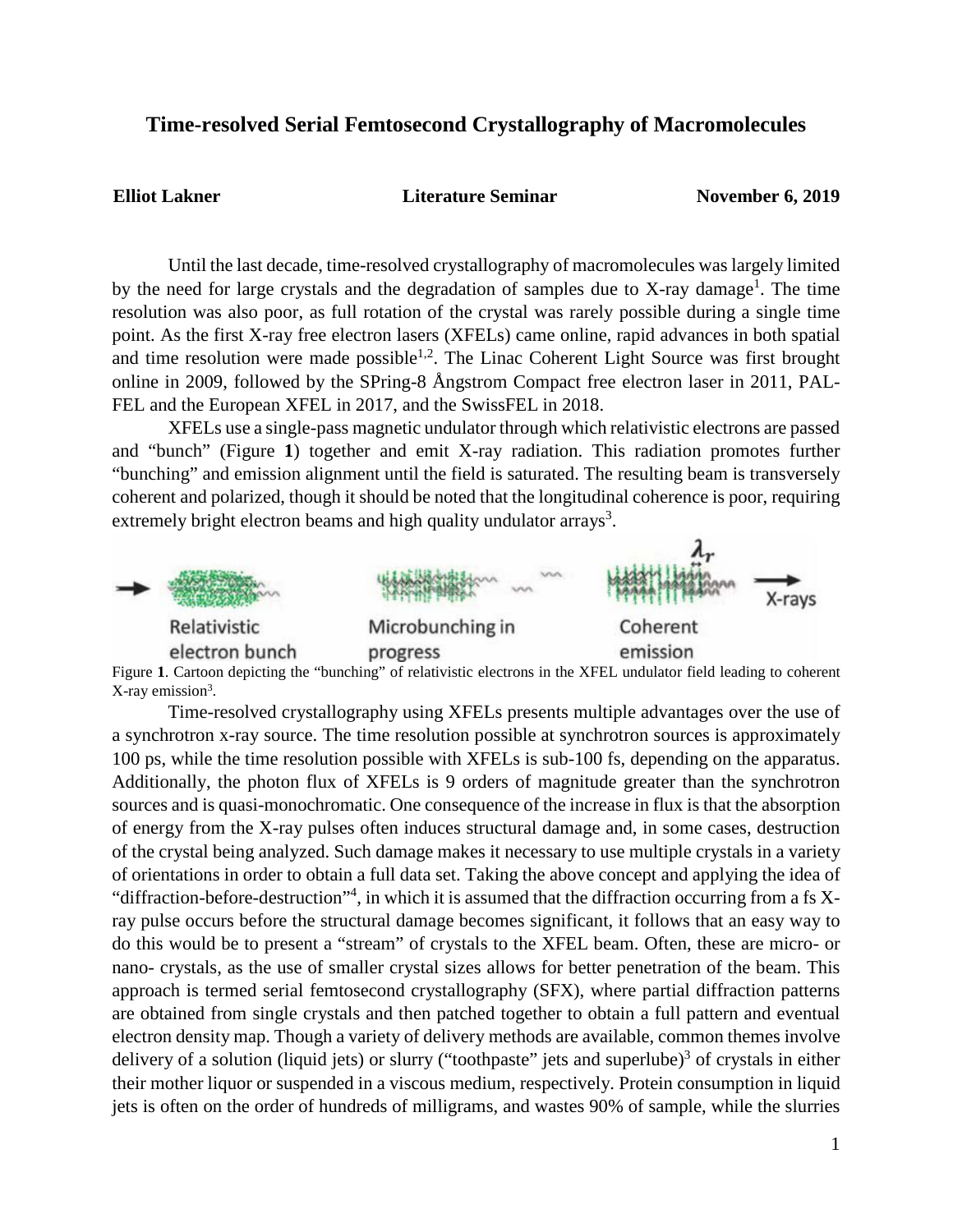# Time-resolved Serial Femtosecond Crystallography of Macromolecules

**Elliot Lakner** **Literature Seminar** **November 6, 2019**

Until the last decade, time-resolved crystallography of macromolecules was largely limited by the need for large crystals and the degradation of samples due to X-ray damage[1]. The time resolution was also poor, as full rotation of the crystal was rarely possible during a single time point. As the first X-ray free electron lasers (XFELs) came online, rapid advances in both spatial and time resolution were made possible[1,2]. The Linac Coherent Light Source was first brought online in 2009, followed by the SPring-8 Ångstrom Compact free electron laser in 2011, PAL-FEL and the European XFEL in 2017, and the SwissFEL in 2018.

XFELs use a single-pass magnetic undulator through which relativistic electrons are passed and "bunch" (Figure **1**) together and emit X-ray radiation. This radiation promotes further "bunching" and emission alignment until the field is saturated. The resulting beam is transversely coherent and polarized, though it should be noted that the longitudinal coherence is poor, requiring extremely bright electron beams and high quality undulator arrays[3].

Figure **1**. Cartoon depicting the "bunching" of relativistic electrons in the XFEL undulator field leading to coherent X-ray emission[3].

Time-resolved crystallography using XFELs presents multiple advantages over the use of a synchrotron x-ray source. The time resolution possible at synchrotron sources is approximately 100 ps, while the time resolution possible with XFELs is sub-100 fs, depending on the apparatus. Additionally, the photon flux of XFELs is 9 orders of magnitude greater than the synchrotron sources and is quasi-monochromatic. One consequence of the increase in flux is that the absorption of energy from the X-ray pulses often induces structural damage and, in some cases, destruction of the crystal being analyzed. Such damage makes it necessary to use multiple crystals in a variety of orientations in order to obtain a full data set. Taking the above concept and applying the idea of "diffraction-before-destruction"[4], in which it is assumed that the diffraction occurring from a fs X-ray pulse occurs before the structural damage becomes significant, it follows that an easy way to do this would be to present a "stream" of crystals to the XFEL beam. Often, these are micro- or nano- crystals, as the use of smaller crystal sizes allows for better penetration of the beam. This approach is termed serial femtosecond crystallography (SFX), where partial diffraction patterns are obtained from single crystals and then patched together to obtain a full pattern and eventual electron density map. Though a variety of delivery methods are available, common themes involve delivery of a solution (liquid jets) or slurry ("toothpaste" jets and superlube)[3] of crystals in either their mother liquor or suspended in a viscous medium, respectively. Protein consumption in liquid jets is often on the order of hundreds of milligrams, and wastes 90% of sample, while the slurries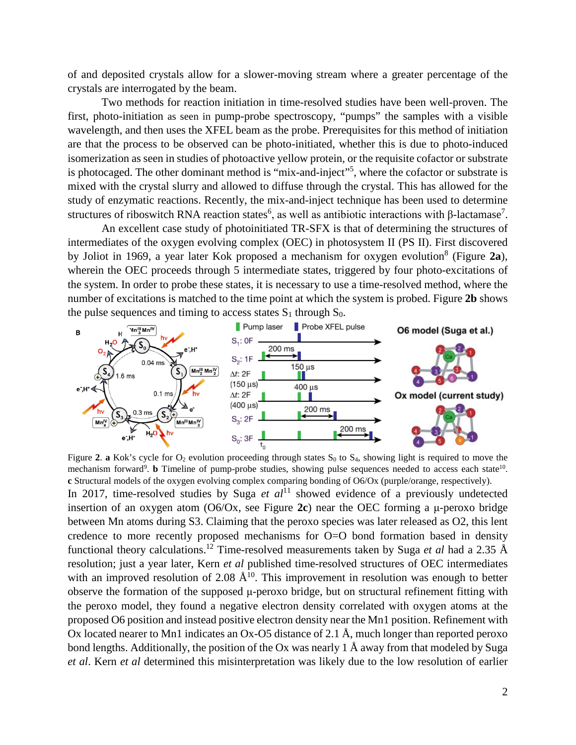of and deposited crystals allow for a slower-moving stream where a greater percentage of the crystals are interrogated by the beam.

Two methods for reaction initiation in time-resolved studies have been well-proven. The first, photo-initiation as seen in pump-probe spectroscopy, "pumps" the samples with a visible wavelength, and then uses the XFEL beam as the probe. Prerequisites for this method of initiation are that the process to be observed can be photo-initiated, whether this is due to photo-induced isomerization as seen in studies of photoactive yellow protein, or the requisite cofactor or substrate is photocaged. The other dominant method is "mix-and-inject"[5], where the cofactor or substrate is mixed with the crystal slurry and allowed to diffuse through the crystal. This has allowed for the study of enzymatic reactions. Recently, the mix-and-inject technique has been used to determine structures of riboswitch RNA reaction states[6], as well as antibiotic interactions with β-lactamase[7].

An excellent case study of photoinitiated TR-SFX is that of determining the structures of intermediates of the oxygen evolving complex (OEC) in photosystem II (PS II). First discovered by Joliot in 1969, a year later Kok proposed a mechanism for oxygen evolution[8] (Figure **2a**), wherein the OEC proceeds through 5 intermediate states, triggered by four photo-excitations of the system. In order to probe these states, it is necessary to use a time-resolved method, where the number of excitations is matched to the time point at which the system is probed. Figure **2b** shows the pulse sequences and timing to access states $S_1$ through $S_0$.

Figure **2**. **a** Kok's cycle for $O_2$ evolution proceeding through states $S_0$ to $S_4$, showing light is required to move the mechanism forward[9]. **b** Timeline of pump-probe studies, showing pulse sequences needed to access each state[10]. **c** Structural models of the oxygen evolving complex comparing bonding of O6/Ox (purple/orange, respectively).

In 2017, time-resolved studies by Suga *et al*[11] showed evidence of a previously undetected insertion of an oxygen atom (O6/Ox, see Figure **2c**) near the OEC forming a μ-peroxo bridge between Mn atoms during S3. Claiming that the peroxo species was later released as O2, this lent credence to more recently proposed mechanisms for O=O bond formation based in density functional theory calculations.[12] Time-resolved measurements taken by Suga *et al* had a 2.35 Å resolution; just a year later, Kern *et al* published time-resolved structures of OEC intermediates with an improved resolution of 2.08 Å[10]. This improvement in resolution was enough to better observe the formation of the supposed μ-peroxo bridge, but on structural refinement fitting with the peroxo model, they found a negative electron density correlated with oxygen atoms at the proposed O6 position and instead positive electron density near the Mn1 position. Refinement with Ox located nearer to Mn1 indicates an Ox-O5 distance of 2.1 Å, much longer than reported peroxo bond lengths. Additionally, the position of the Ox was nearly 1 Å away from that modeled by Suga *et al*. Kern *et al* determined this misinterpretation was likely due to the low resolution of earlier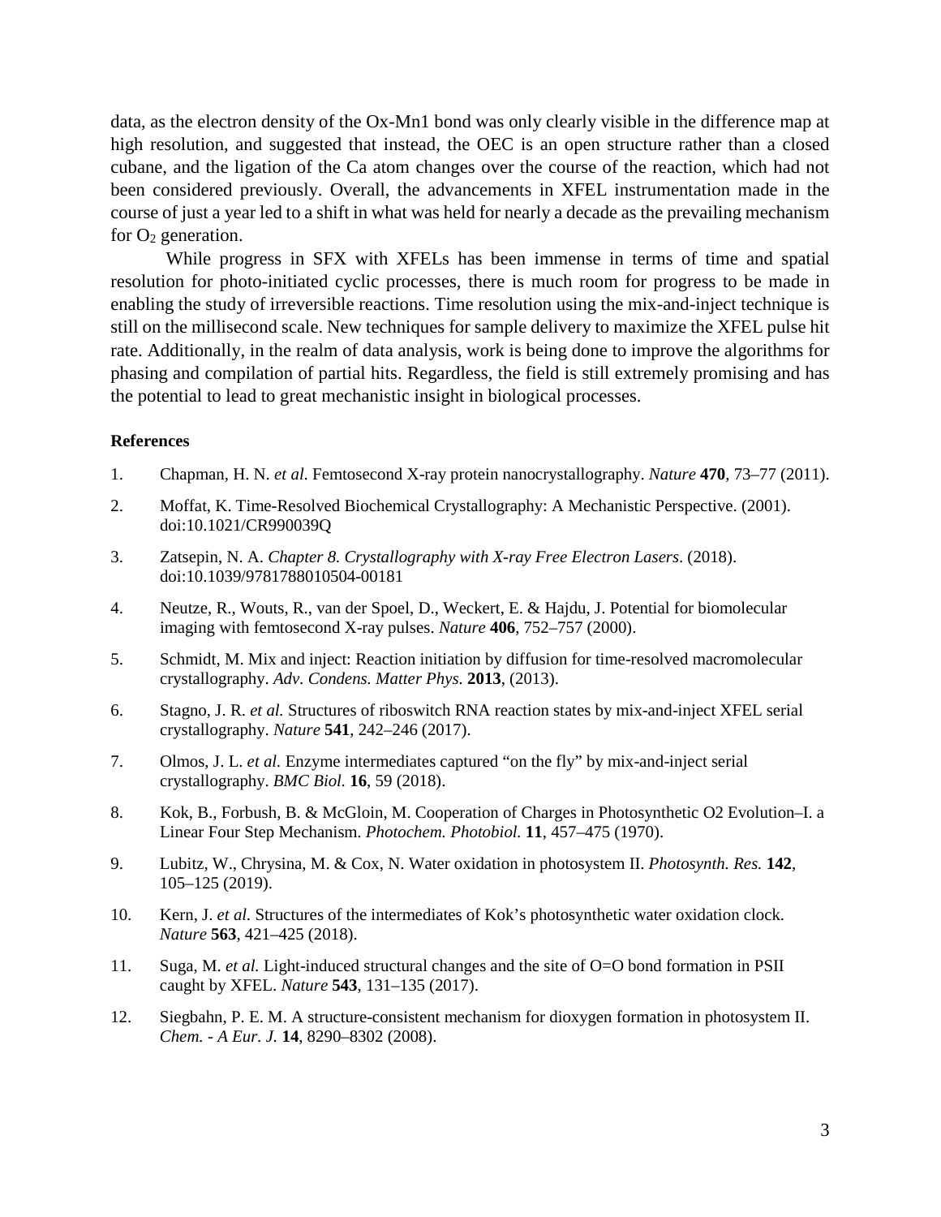data, as the electron density of the Ox-Mn1 bond was only clearly visible in the difference map at high resolution, and suggested that instead, the OEC is an open structure rather than a closed cubane, and the ligation of the Ca atom changes over the course of the reaction, which had not been considered previously. Overall, the advancements in XFEL instrumentation made in the course of just a year led to a shift in what was held for nearly a decade as the prevailing mechanism for $O_2$ generation.

While progress in SFX with XFELs has been immense in terms of time and spatial resolution for photo-initiated cyclic processes, there is much room for progress to be made in enabling the study of irreversible reactions. Time resolution using the mix-and-inject technique is still on the millisecond scale. New techniques for sample delivery to maximize the XFEL pulse hit rate. Additionally, in the realm of data analysis, work is being done to improve the algorithms for phasing and compilation of partial hits. Regardless, the field is still extremely promising and has the potential to lead to great mechanistic insight in biological processes.

**References**

1. Chapman, H. N. *et al.* Femtosecond X-ray protein nanocrystallography. *Nature* **470**, 73–77 (2011).
2. Moffat, K. Time-Resolved Biochemical Crystallography: A Mechanistic Perspective. (2001). doi:10.1021/CR990039Q
3. Zatsepin, N. A. *Chapter 8. Crystallography with X-ray Free Electron Lasers*. (2018). doi:10.1039/9781788010504-00181
4. Neutze, R., Wouts, R., van der Spoel, D., Weckert, E. & Hajdu, J. Potential for biomolecular imaging with femtosecond X-ray pulses. *Nature* **406**, 752–757 (2000).
5. Schmidt, M. Mix and inject: Reaction initiation by diffusion for time-resolved macromolecular crystallography. *Adv. Condens. Matter Phys.* **2013**, (2013).
6. Stagno, J. R. *et al.* Structures of riboswitch RNA reaction states by mix-and-inject XFEL serial crystallography. *Nature* **541**, 242–246 (2017).
7. Olmos, J. L. *et al.* Enzyme intermediates captured "on the fly" by mix-and-inject serial crystallography. *BMC Biol.* **16**, 59 (2018).
8. Kok, B., Forbush, B. & McGloin, M. Cooperation of Charges in Photosynthetic O2 Evolution–I. a Linear Four Step Mechanism. *Photochem. Photobiol.* **11**, 457–475 (1970).
9. Lubitz, W., Chrysina, M. & Cox, N. Water oxidation in photosystem II. *Photosynth. Res.* **142**, 105–125 (2019).
10. Kern, J. *et al.* Structures of the intermediates of Kok's photosynthetic water oxidation clock. *Nature* **563**, 421–425 (2018).
11. Suga, M. *et al.* Light-induced structural changes and the site of O=O bond formation in PSII caught by XFEL. *Nature* **543**, 131–135 (2017).
12. Siegbahn, P. E. M. A structure-consistent mechanism for dioxygen formation in photosystem II. *Chem. - A Eur. J.* **14**, 8290–8302 (2008).